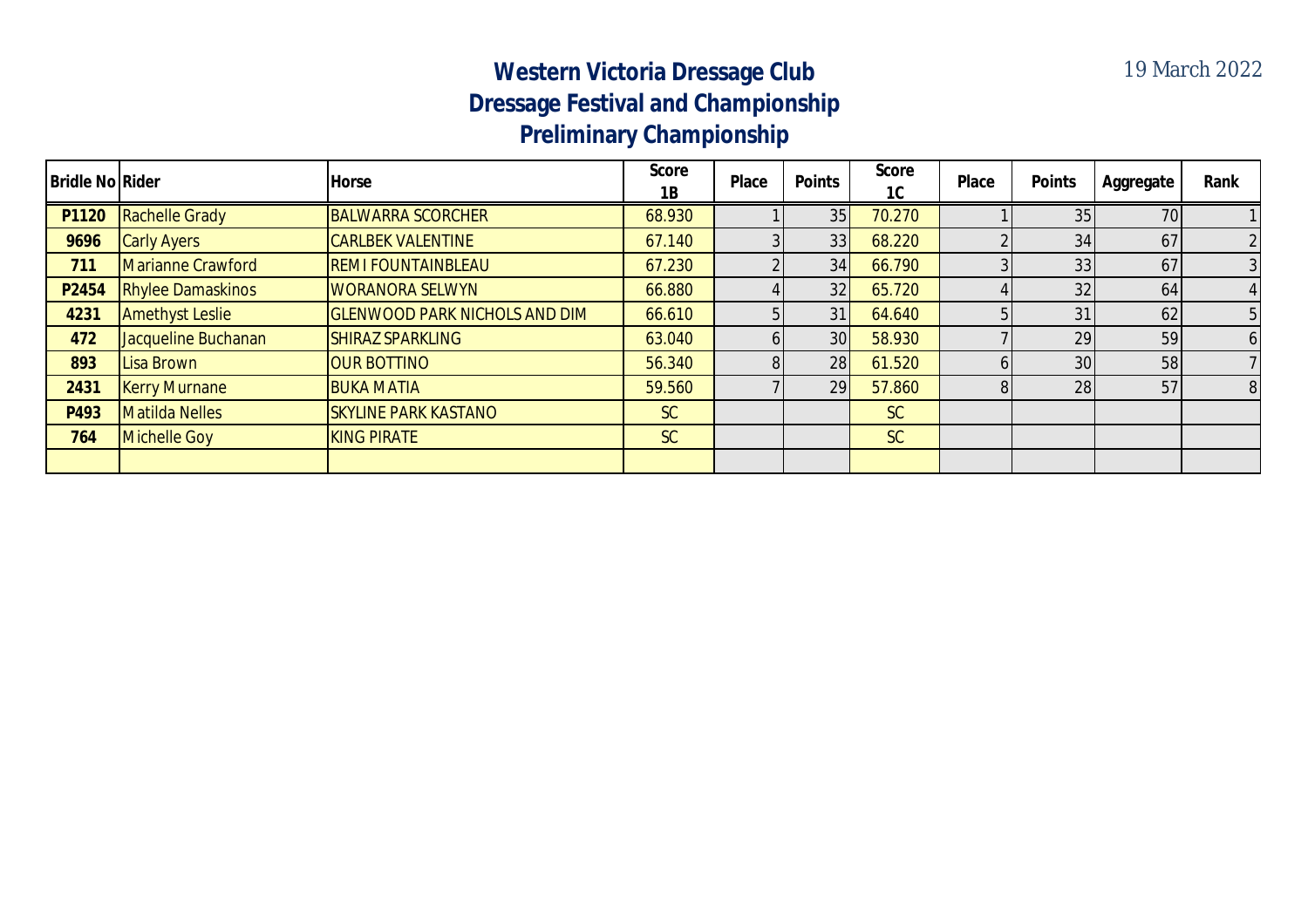# Western Victoria Dressage Club
## Dressage Festival and Championship
## Preliminary Championship

19 March 2022

| Bridle No | Rider | Horse | Score 1B | Place | Points | Score 1C | Place | Points | Aggregate | Rank |
|---|---|---|---|---|---|---|---|---|---|---|
| P1120 | Rachelle Grady | BALWARRA SCORCHER | 68.930 | 1 | 35 | 70.270 | 1 | 35 | 70 | 1 |
| 9696 | Carly Ayers | CARLBEK VALENTINE | 67.140 | 3 | 33 | 68.220 | 2 | 34 | 67 | 2 |
| 711 | Marianne Crawford | REMI FOUNTAINBLEAU | 67.230 | 2 | 34 | 66.790 | 3 | 33 | 67 | 3 |
| P2454 | Rhylee Damaskinos | WORANORA SELWYN | 66.880 | 4 | 32 | 65.720 | 4 | 32 | 64 | 4 |
| 4231 | Amethyst Leslie | GLENWOOD PARK NICHOLS AND DIM | 66.610 | 5 | 31 | 64.640 | 5 | 31 | 62 | 5 |
| 472 | Jacqueline Buchanan | SHIRAZ SPARKLING | 63.040 | 6 | 30 | 58.930 | 7 | 29 | 59 | 6 |
| 893 | Lisa Brown | OUR BOTTINO | 56.340 | 8 | 28 | 61.520 | 6 | 30 | 58 | 7 |
| 2431 | Kerry Murnane | BUKA MATIA | 59.560 | 7 | 29 | 57.860 | 8 | 28 | 57 | 8 |
| P493 | Matilda Nelles | SKYLINE PARK KASTANO | SC | | | SC | | | | |
| 764 | Michelle Goy | KING PIRATE | SC | | | SC | | | | |
| | | | | | | | | | | |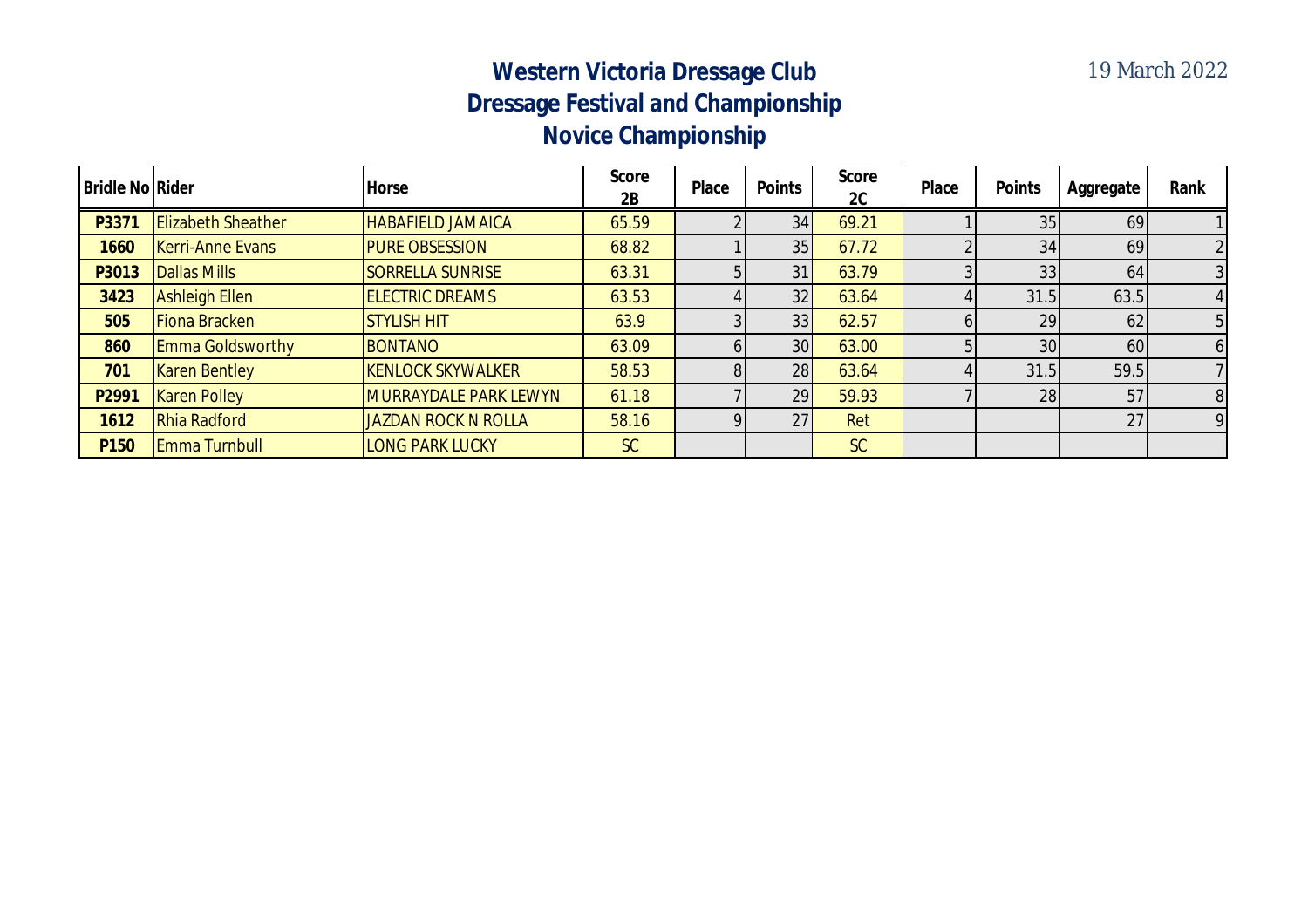# Western Victoria Dressage Club
# Dressage Festival and Championship
# Novice Championship

19 March 2022

| Bridle No | Rider | Horse | Score 2B | Place | Points | Score 2C | Place | Points | Aggregate | Rank |
|---|---|---|---|---|---|---|---|---|---|---|
| P3371 | Elizabeth Sheather | HABAFIELD JAMAICA | 65.59 | 2 | 34 | 69.21 | 1 | 35 | 69 | 1 |
| 1660 | Kerri-Anne Evans | PURE OBSESSION | 68.82 | 1 | 35 | 67.72 | 2 | 34 | 69 | 2 |
| P3013 | Dallas Mills | SORRELLA SUNRISE | 63.31 | 5 | 31 | 63.79 | 3 | 33 | 64 | 3 |
| 3423 | Ashleigh Ellen | ELECTRIC DREAMS | 63.53 | 4 | 32 | 63.64 | 4 | 31.5 | 63.5 | 4 |
| 505 | Fiona Bracken | STYLISH HIT | 63.9 | 3 | 33 | 62.57 | 6 | 29 | 62 | 5 |
| 860 | Emma Goldsworthy | BONTANO | 63.09 | 6 | 30 | 63.00 | 5 | 30 | 60 | 6 |
| 701 | Karen Bentley | KENLOCK SKYWALKER | 58.53 | 8 | 28 | 63.64 | 4 | 31.5 | 59.5 | 7 |
| P2991 | Karen Polley | MURRAYDALE PARK LEWYN | 61.18 | 7 | 29 | 59.93 | 7 | 28 | 57 | 8 |
| 1612 | Rhia Radford | JAZDAN ROCK N ROLLA | 58.16 | 9 | 27 | Ret | | | 27 | 9 |
| P150 | Emma Turnbull | LONG PARK LUCKY | SC | | | SC | | | | |